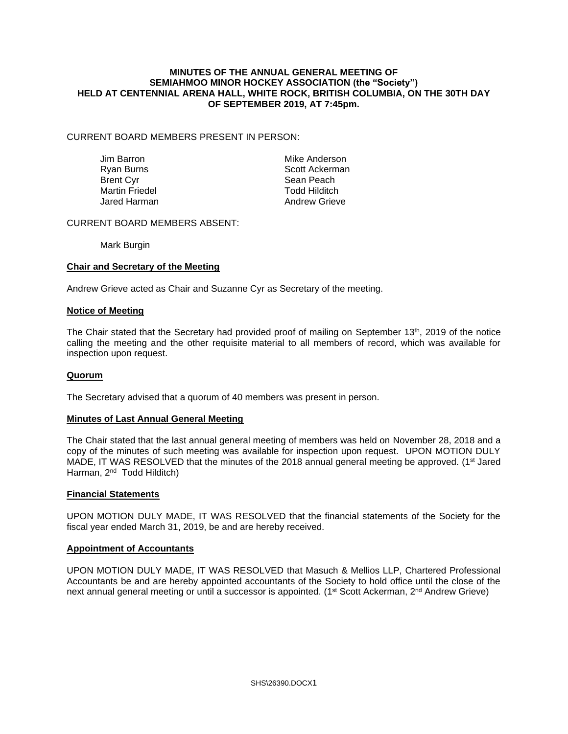**MINUTES OF THE ANNUAL GENERAL MEETING OF SEMIAHMOO MINOR HOCKEY ASSOCIATION (the "Society") HELD AT CENTENNIAL ARENA HALL, WHITE ROCK, BRITISH COLUMBIA, ON THE 30TH DAY OF SEPTEMBER 2019, AT 7:45pm.**

CURRENT BOARD MEMBERS PRESENT IN PERSON:

Jim Barron
Ryan Burns
Brent Cyr
Martin Friedel
Jared Harman
Mike Anderson
Scott Ackerman
Sean Peach
Todd Hilditch
Andrew Grieve

CURRENT BOARD MEMBERS ABSENT:

Mark Burgin

**Chair and Secretary of the Meeting**

Andrew Grieve acted as Chair and Suzanne Cyr as Secretary of the meeting.

**Notice of Meeting**

The Chair stated that the Secretary had provided proof of mailing on September 13th, 2019 of the notice calling the meeting and the other requisite material to all members of record, which was available for inspection upon request.

**Quorum**

The Secretary advised that a quorum of 40 members was present in person.

**Minutes of Last Annual General Meeting**

The Chair stated that the last annual general meeting of members was held on November 28, 2018 and a copy of the minutes of such meeting was available for inspection upon request. UPON MOTION DULY MADE, IT WAS RESOLVED that the minutes of the 2018 annual general meeting be approved. (1st Jared Harman, 2nd Todd Hilditch)

**Financial Statements**

UPON MOTION DULY MADE, IT WAS RESOLVED that the financial statements of the Society for the fiscal year ended March 31, 2019, be and are hereby received.

**Appointment of Accountants**

UPON MOTION DULY MADE, IT WAS RESOLVED that Masuch & Mellios LLP, Chartered Professional Accountants be and are hereby appointed accountants of the Society to hold office until the close of the next annual general meeting or until a successor is appointed. (1st Scott Ackerman, 2nd Andrew Grieve)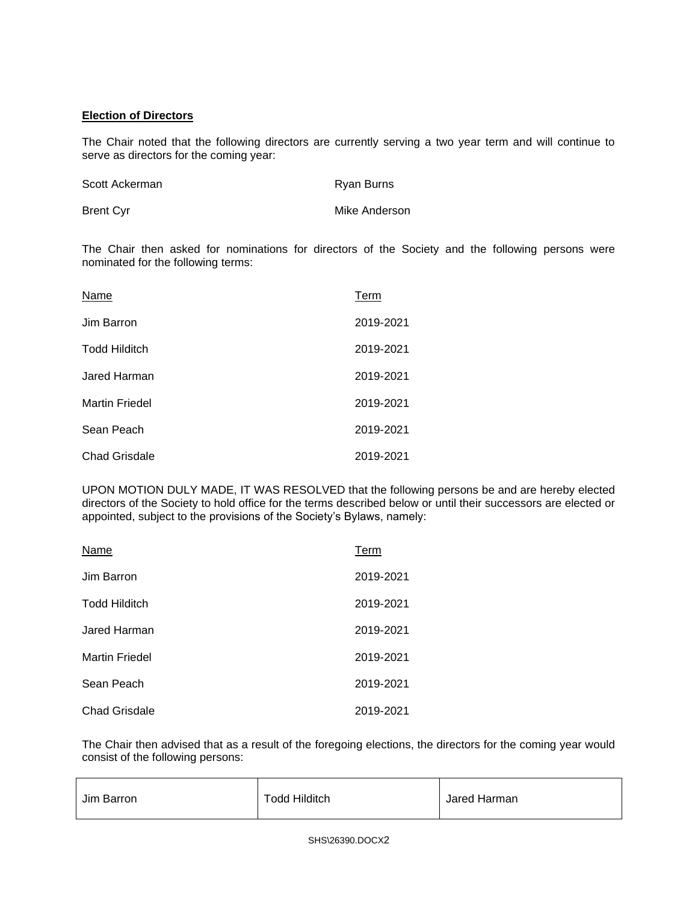**Election of Directors**

The Chair noted that the following directors are currently serving a two year term and will continue to serve as directors for the coming year:

| | |
|---|---|
| Scott Ackerman | Ryan Burns |
| Brent Cyr | Mike Anderson |

The Chair then asked for nominations for directors of the Society and the following persons were nominated for the following terms:

| Name | Term |
|---|---|
| Jim Barron | 2019-2021 |
| Todd Hilditch | 2019-2021 |
| Jared Harman | 2019-2021 |
| Martin Friedel | 2019-2021 |
| Sean Peach | 2019-2021 |
| Chad Grisdale | 2019-2021 |

UPON MOTION DULY MADE, IT WAS RESOLVED that the following persons be and are hereby elected directors of the Society to hold office for the terms described below or until their successors are elected or appointed, subject to the provisions of the Society's Bylaws, namely:

| Name | Term |
|---|---|
| Jim Barron | 2019-2021 |
| Todd Hilditch | 2019-2021 |
| Jared Harman | 2019-2021 |
| Martin Friedel | 2019-2021 |
| Sean Peach | 2019-2021 |
| Chad Grisdale | 2019-2021 |

The Chair then advised that as a result of the foregoing elections, the directors for the coming year would consist of the following persons:

| | | |
|---|---|---|
| Jim Barron | Todd Hilditch | Jared Harman |

SHS\26390.DOCX2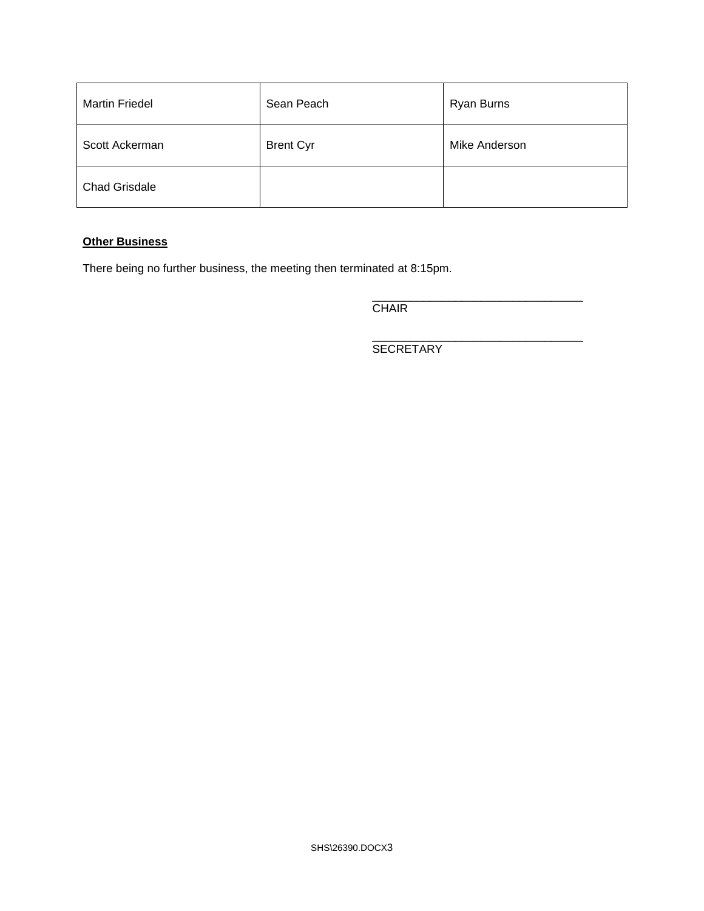| | | |
|---|---|---|
| Martin Friedel | Sean Peach | Ryan Burns |
| Scott Ackerman | Brent Cyr | Mike Anderson |
| Chad Grisdale | | |

**Other Business**

There being no further business, the meeting then terminated at 8:15pm.

_________________________________
CHAIR

_________________________________
SECRETARY

SHS\26390.DOCX